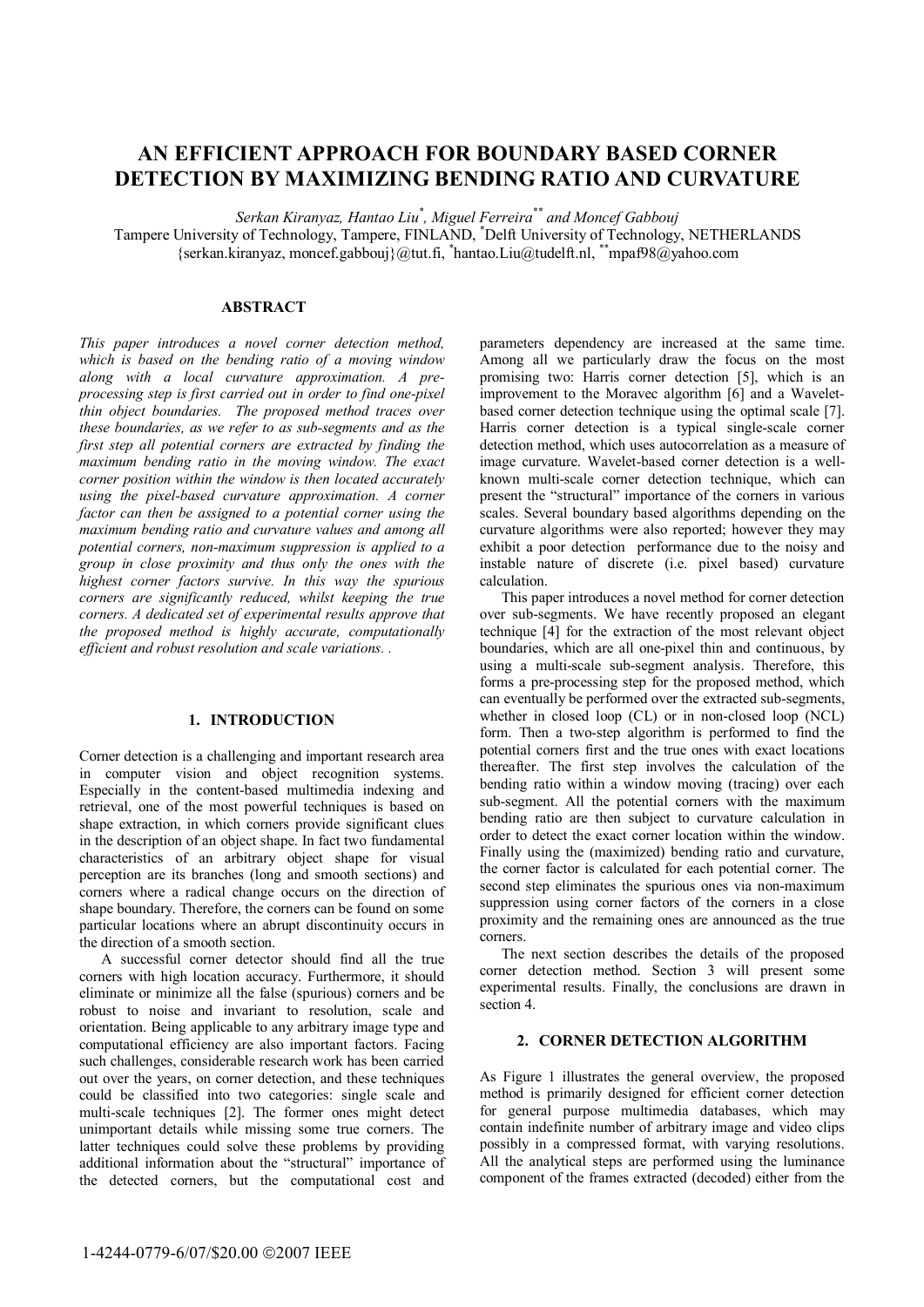# AN EFFICIENT APPROACH FOR BOUNDARY BASED CORNER DETECTION BY MAXIMIZING BENDING RATIO AND CURVATURE

*Serkan Kiranyaz, Hantao Liu[*], Miguel Ferreira[**] and Moncef Gabbouj*

Tampere University of Technology, Tampere, FINLAND, [*]Delft University of Technology, NETHERLANDS
{serkan.kiranyaz, moncef.gabbouj}@tut.fi, [*]hantao.Liu@tudelft.nl, [**]mpaf98@yahoo.com

## ABSTRACT

*This paper introduces a novel corner detection method, which is based on the bending ratio of a moving window along with a local curvature approximation. A pre-processing step is first carried out in order to find one-pixel thin object boundaries. The proposed method traces over these boundaries, as we refer to as sub-segments and as the first step all potential corners are extracted by finding the maximum bending ratio in the moving window. The exact corner position within the window is then located accurately using the pixel-based curvature approximation. A corner factor can then be assigned to a potential corner using the maximum bending ratio and curvature values and among all potential corners, non-maximum suppression is applied to a group in close proximity and thus only the ones with the highest corner factors survive. In this way the spurious corners are significantly reduced, whilst keeping the true corners. A dedicated set of experimental results approve that the proposed method is highly accurate, computationally efficient and robust resolution and scale variations. .*

## 1. INTRODUCTION

Corner detection is a challenging and important research area in computer vision and object recognition systems. Especially in the content-based multimedia indexing and retrieval, one of the most powerful techniques is based on shape extraction, in which corners provide significant clues in the description of an object shape. In fact two fundamental characteristics of an arbitrary object shape for visual perception are its branches (long and smooth sections) and corners where a radical change occurs on the direction of shape boundary. Therefore, the corners can be found on some particular locations where an abrupt discontinuity occurs in the direction of a smooth section.

A successful corner detector should find all the true corners with high location accuracy. Furthermore, it should eliminate or minimize all the false (spurious) corners and be robust to noise and invariant to resolution, scale and orientation. Being applicable to any arbitrary image type and computational efficiency are also important factors. Facing such challenges, considerable research work has been carried out over the years, on corner detection, and these techniques could be classified into two categories: single scale and multi-scale techniques [2]. The former ones might detect unimportant details while missing some true corners. The latter techniques could solve these problems by providing additional information about the "structural" importance of the detected corners, but the computational cost and parameters dependency are increased at the same time. Among all we particularly draw the focus on the most promising two: Harris corner detection [5], which is an improvement to the Moravec algorithm [6] and a Wavelet-based corner detection technique using the optimal scale [7]. Harris corner detection is a typical single-scale corner detection method, which uses autocorrelation as a measure of image curvature. Wavelet-based corner detection is a well-known multi-scale corner detection technique, which can present the "structural" importance of the corners in various scales. Several boundary based algorithms depending on the curvature algorithms were also reported; however they may exhibit a poor detection performance due to the noisy and instable nature of discrete (i.e. pixel based) curvature calculation.

This paper introduces a novel method for corner detection over sub-segments. We have recently proposed an elegant technique [4] for the extraction of the most relevant object boundaries, which are all one-pixel thin and continuous, by using a multi-scale sub-segment analysis. Therefore, this forms a pre-processing step for the proposed method, which can eventually be performed over the extracted sub-segments, whether in closed loop (CL) or in non-closed loop (NCL) form. Then a two-step algorithm is performed to find the potential corners first and the true ones with exact locations thereafter. The first step involves the calculation of the bending ratio within a window moving (tracing) over each sub-segment. All the potential corners with the maximum bending ratio are then subject to curvature calculation in order to detect the exact corner location within the window. Finally using the (maximized) bending ratio and curvature, the corner factor is calculated for each potential corner. The second step eliminates the spurious ones via non-maximum suppression using corner factors of the corners in a close proximity and the remaining ones are announced as the true corners.

The next section describes the details of the proposed corner detection method. Section 3 will present some experimental results. Finally, the conclusions are drawn in section 4.

## 2. CORNER DETECTION ALGORITHM

As Figure 1 illustrates the general overview, the proposed method is primarily designed for efficient corner detection for general purpose multimedia databases, which may contain indefinite number of arbitrary image and video clips possibly in a compressed format, with varying resolutions. All the analytical steps are performed using the luminance component of the frames extracted (decoded) either from the

1-4244-0779-6/07/$20.00 ©2007 IEEE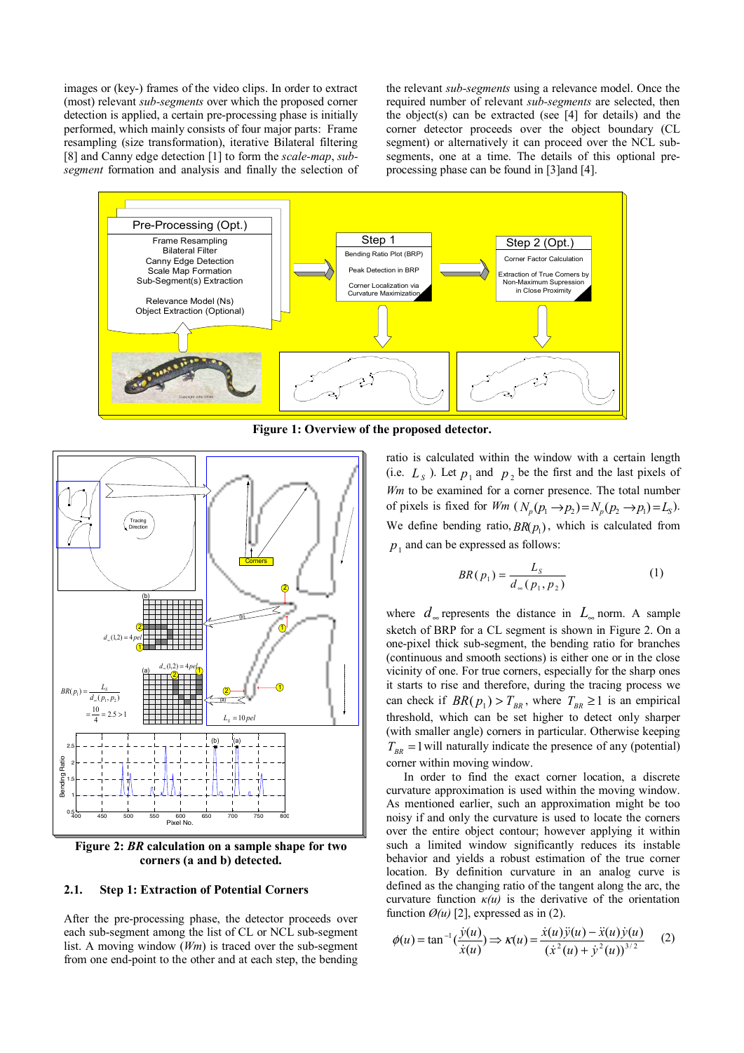images or (key-) frames of the video clips. In order to extract (most) relevant *sub-segments* over which the proposed corner detection is applied, a certain pre-processing phase is initially performed, which mainly consists of four major parts: Frame resampling (size transformation), iterative Bilateral filtering [8] and Canny edge detection [1] to form the *scale-map*, *sub-segment* formation and analysis and finally the selection of the relevant *sub-segments* using a relevance model. Once the required number of relevant *sub-segments* are selected, then the object(s) can be extracted (see [4] for details) and the corner detector proceeds over the object boundary (CL segment) or alternatively it can proceed over the NCL sub-segments, one at a time. The details of this optional pre-processing phase can be found in [3]and [4].

**Figure 1: Overview of the proposed detector.**

**Figure 2: *BR* calculation on a sample shape for two corners (a and b) detected.**

### 2.1. Step 1: Extraction of Potential Corners

After the pre-processing phase, the detector proceeds over each sub-segment among the list of CL or NCL sub-segment list. A moving window (*Wm*) is traced over the sub-segment from one end-point to the other and at each step, the bending ratio is calculated within the window with a certain length (i.e. $L_S$ ). Let $p_1$ and $p_2$ be the first and the last pixels of *Wm* to be examined for a corner presence. The total number of pixels is fixed for *Wm* ($N_p(p_1 \rightarrow p_2) = N_p(p_2 \rightarrow p_1) = L_S$). We define bending ratio, $BR(p_1)$, which is calculated from $p_1$ and can be expressed as follows:

$$BR(p_1) = \frac{L_S}{d_\infty(p_1, p_2)} \qquad (1)$$

where $d_\infty$ represents the distance in $L_\infty$ norm. A sample sketch of BRP for a CL segment is shown in Figure 2. On a one-pixel thick sub-segment, the bending ratio for branches (continuous and smooth sections) is either one or in the close vicinity of one. For true corners, especially for the sharp ones it starts to rise and therefore, during the tracing process we can check if $BR(p_1) > T_{BR}$, where $T_{BR} \geq 1$ is an empirical threshold, which can be set higher to detect only sharper (with smaller angle) corners in particular. Otherwise keeping $T_{BR} = 1$ will naturally indicate the presence of any (potential) corner within moving window.

In order to find the exact corner location, a discrete curvature approximation is used within the moving window. As mentioned earlier, such an approximation might be too noisy if and only the curvature is used to locate the corners over the entire object contour; however applying it within such a limited window significantly reduces its instable behavior and yields a robust estimation of the true corner location. By definition curvature in an analog curve is defined as the changing ratio of the tangent along the arc, the curvature function $\kappa(u)$ is the derivative of the orientation function $\phi(u)$ [2], expressed as in (2).

$$\phi(u) = \tan^{-1}\left(\frac{\dot{y}(u)}{\dot{x}(u)}\right) \Rightarrow \kappa(u) = \frac{\dot{x}(u)\ddot{y}(u) - \ddot{x}(u)\dot{y}(u)}{(\dot{x}^2(u) + \dot{y}^2(u))^{3/2}} \qquad (2)$$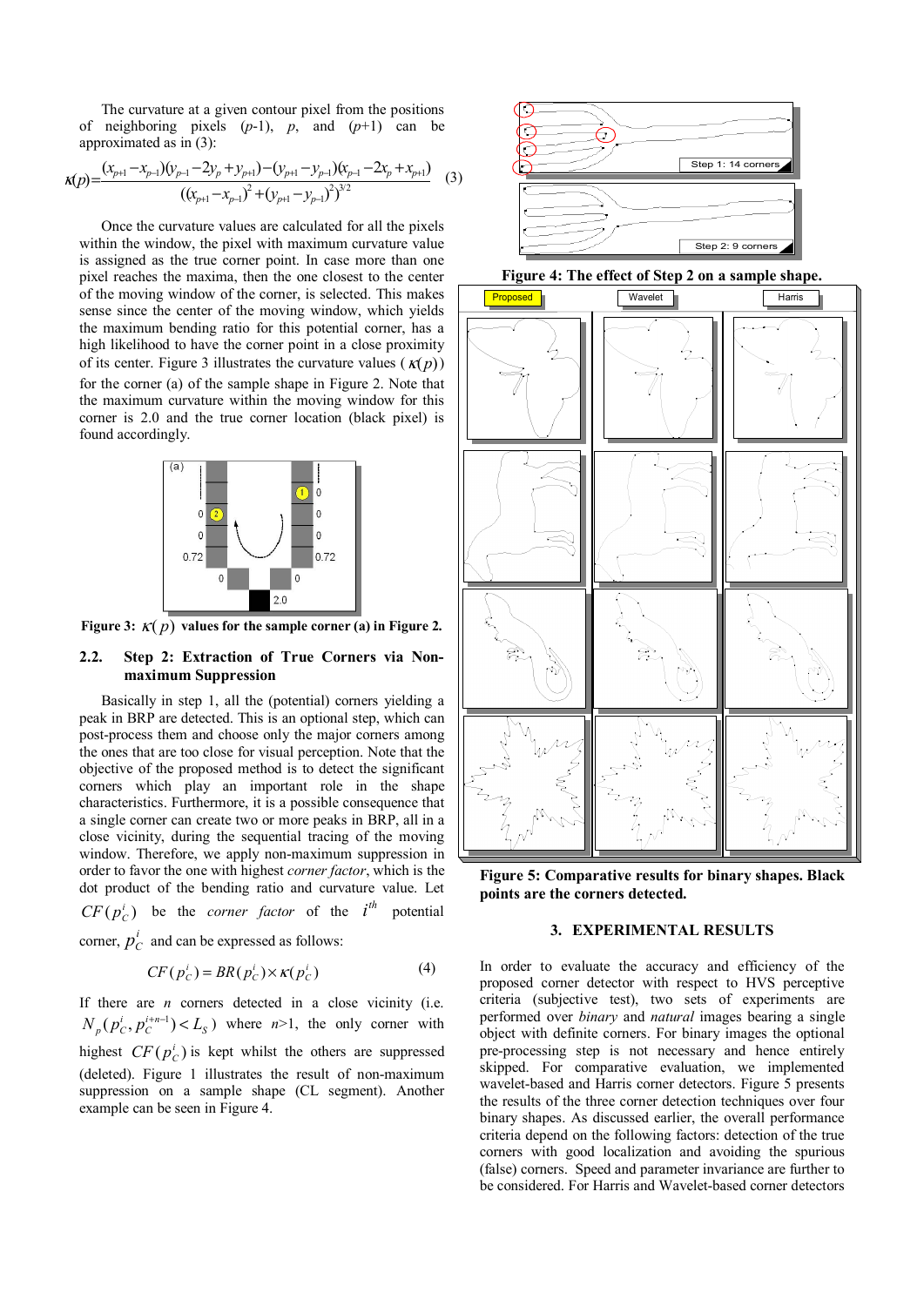The curvature at a given contour pixel from the positions of neighboring pixels ($p$-1), $p$, and ($p$+1) can be approximated as in (3):

$$\kappa(p)=\frac{(x_{p+1}-x_{p-1})(y_{p-1}-2y_p+y_{p+1})-(y_{p+1}-y_{p-1})(x_{p-1}-2x_p+x_{p+1})}{((x_{p+1}-x_{p-1})^2+(y_{p+1}-y_{p-1})^2)^{3/2}} \quad (3)$$

Once the curvature values are calculated for all the pixels within the window, the pixel with maximum curvature value is assigned as the true corner point. In case more than one pixel reaches the maxima, then the one closest to the center of the moving window of the corner, is selected. This makes sense since the center of the moving window, which yields the maximum bending ratio for this potential corner, has a high likelihood to have the corner point in a close proximity of its center. Figure 3 illustrates the curvature values ($\kappa(p)$) for the corner (a) of the sample shape in Figure 2. Note that the maximum curvature within the moving window for this corner is 2.0 and the true corner location (black pixel) is found accordingly.

**Figure 3:** $\kappa(p)$ **values for the sample corner (a) in Figure 2.**

## 2.2. Step 2: Extraction of True Corners via Non-maximum Suppression

Basically in step 1, all the (potential) corners yielding a peak in BRP are detected. This is an optional step, which can post-process them and choose only the major corners among the ones that are too close for visual perception. Note that the objective of the proposed method is to detect the significant corners which play an important role in the shape characteristics. Furthermore, it is a possible consequence that a single corner can create two or more peaks in BRP, all in a close vicinity, during the sequential tracing of the moving window. Therefore, we apply non-maximum suppression in order to favor the one with highest *corner factor*, which is the dot product of the bending ratio and curvature value. Let $CF(p_C^i)$ be the *corner factor* of the $i^{th}$ potential corner, $p_C^i$ and can be expressed as follows:

$$CF(p_C^i) = BR(p_C^i) \times \kappa(p_C^i) \quad (4)$$

If there are $n$ corners detected in a close vicinity (i.e. $N_p(p_C^i, p_C^{i+n-1}) < L_S$) where $n$>1, the only corner with highest $CF(p_C^i)$ is kept whilst the others are suppressed (deleted). Figure 1 illustrates the result of non-maximum suppression on a sample shape (CL segment). Another example can be seen in Figure 4.

**Figure 4: The effect of Step 2 on a sample shape.**

**Figure 5: Comparative results for binary shapes. Black points are the corners detected.**

# 3. EXPERIMENTAL RESULTS

In order to evaluate the accuracy and efficiency of the proposed corner detector with respect to HVS perceptive criteria (subjective test), two sets of experiments are performed over *binary* and *natural* images bearing a single object with definite corners. For binary images the optional pre-processing step is not necessary and hence entirely skipped. For comparative evaluation, we implemented wavelet-based and Harris corner detectors. Figure 5 presents the results of the three corner detection techniques over four binary shapes. As discussed earlier, the overall performance criteria depend on the following factors: detection of the true corners with good localization and avoiding the spurious (false) corners. Speed and parameter invariance are further to be considered. For Harris and Wavelet-based corner detectors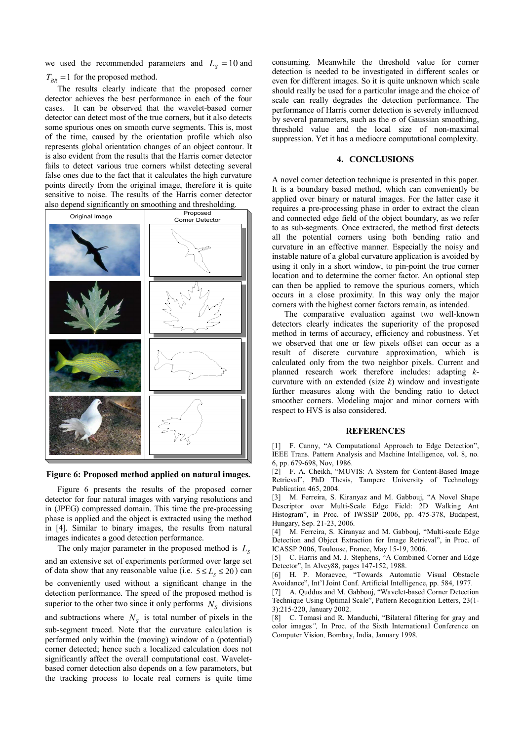we used the recommended parameters and $L_S = 10$ and $T_{BR} = 1$ for the proposed method.

The results clearly indicate that the proposed corner detector achieves the best performance in each of the four cases. It can be observed that the wavelet-based corner detector can detect most of the true corners, but it also detects some spurious ones on smooth curve segments. This is, most of the time, caused by the orientation profile which also represents global orientation changes of an object contour. It is also evident from the results that the Harris corner detector fails to detect various true corners whilst detecting several false ones due to the fact that it calculates the high curvature points directly from the original image, therefore it is quite sensitive to noise. The results of the Harris corner detector also depend significantly on smoothing and thresholding.

Original Image

Proposed Corner Detector

**Figure 6: Proposed method applied on natural images.**

Figure 6 presents the results of the proposed corner detector for four natural images with varying resolutions and in (JPEG) compressed domain. This time the pre-processing phase is applied and the object is extracted using the method in [4]. Similar to binary images, the results from natural images indicates a good detection performance.

The only major parameter in the proposed method is $L_S$ and an extensive set of experiments performed over large set of data show that any reasonable value (i.e. $5 \leq L_S \leq 20$) can be conveniently used without a significant change in the detection performance. The speed of the proposed method is superior to the other two since it only performs $N_S$ divisions and subtractions where $N_S$ is total number of pixels in the sub-segment traced. Note that the curvature calculation is performed only within the (moving) window of a (potential) corner detected; hence such a localized calculation does not significantly affect the overall computational cost. Wavelet-based corner detection also depends on a few parameters, but the tracking process to locate real corners is quite time consuming. Meanwhile the threshold value for corner detection is needed to be investigated in different scales or even for different images. So it is quite unknown which scale should really be used for a particular image and the choice of scale can really degrades the detection performance. The performance of Harris corner detection is severely influenced by several parameters, such as the σ of Gaussian smoothing, threshold value and the local size of non-maximal suppression. Yet it has a mediocre computational complexity.

## 4. CONCLUSIONS

A novel corner detection technique is presented in this paper. It is a boundary based method, which can conveniently be applied over binary or natural images. For the latter case it requires a pre-processing phase in order to extract the clean and connected edge field of the object boundary, as we refer to as sub-segments. Once extracted, the method first detects all the potential corners using both bending ratio and curvature in an effective manner. Especially the noisy and instable nature of a global curvature application is avoided by using it only in a short window, to pin-point the true corner location and to determine the corner factor. An optional step can then be applied to remove the spurious corners, which occurs in a close proximity. In this way only the major corners with the highest corner factors remain, as intended.

The comparative evaluation against two well-known detectors clearly indicates the superiority of the proposed method in terms of accuracy, efficiency and robustness. Yet we observed that one or few pixels offset can occur as a result of discrete curvature approximation, which is calculated only from the two neighbor pixels. Current and planned research work therefore includes: adapting *k*-curvature with an extended (size *k*) window and investigate further measures along with the bending ratio to detect smoother corners. Modeling major and minor corners with respect to HVS is also considered.

## REFERENCES

[1] F. Canny, "A Computational Approach to Edge Detection", IEEE Trans. Pattern Analysis and Machine Intelligence, vol. 8, no. 6, pp. 679-698, Nov, 1986.

[2] F. A. Cheikh, "MUVIS: A System for Content-Based Image Retrieval", PhD Thesis, Tampere University of Technology Publication 465, 2004.

[3] M. Ferreira, S. Kiranyaz and M. Gabbouj, "A Novel Shape Descriptor over Multi-Scale Edge Field: 2D Walking Ant Histogram", in Proc. of IWSSIP 2006, pp. 475-378, Budapest, Hungary, Sep. 21-23, 2006.

[4] M. Ferreira, S. Kiranyaz and M. Gabbouj, "Multi-scale Edge Detection and Object Extraction for Image Retrieval", in Proc. of ICASSP 2006, Toulouse, France, May 15-19, 2006.

[5] C. Harris and M. J. Stephens, "A Combined Corner and Edge Detector", In Alvey88, pages 147-152, 1988.

[6] H. P. Moraevec, "Towards Automatic Visual Obstacle Avoidance", Int'l Joint Conf. Artificial Intelligence, pp. 584, 1977.

[7] A. Quddus and M. Gabbouj, "Wavelet-based Corner Detection Technique Using Optimal Scale", Pattern Recognition Letters, 23(1-3):215-220, January 2002.

[8] C. Tomasi and R. Manduchi, "Bilateral filtering for gray and color images", In Proc. of the Sixth International Conference on Computer Vision*,* Bombay, India, January 1998.